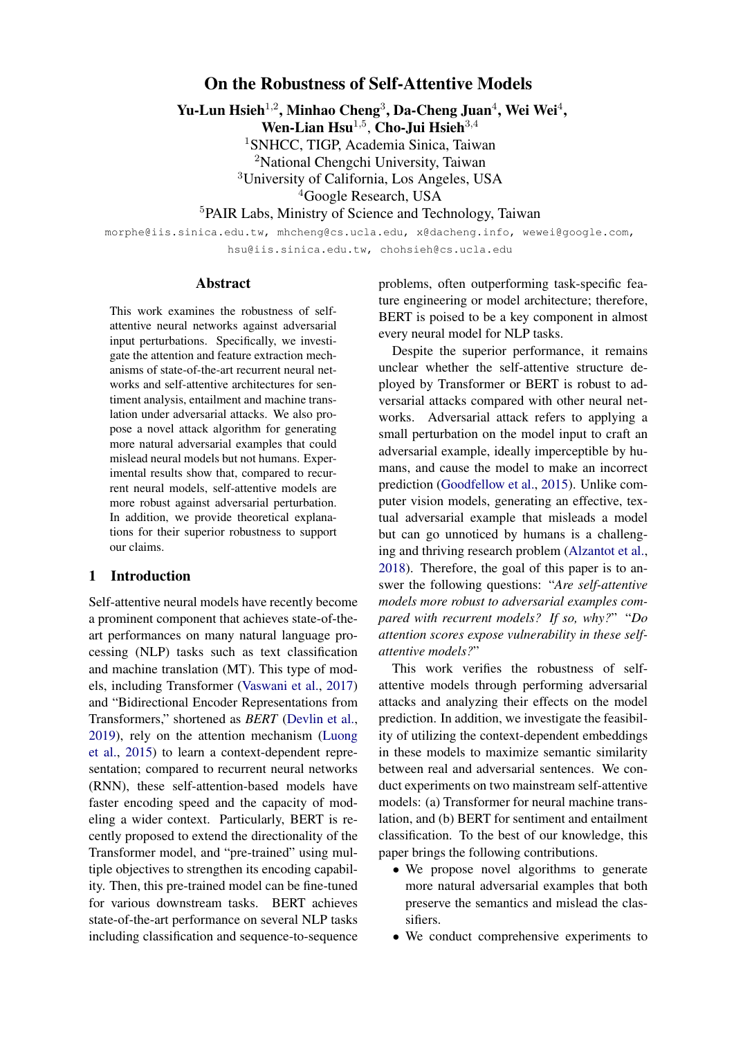# On the Robustness of Self-Attentive Models

**Yu-Lun Hsieh**[1,2], **Minhao Cheng**[3], **Da-Cheng Juan**[4], **Wei Wei**[4], **Wen-Lian Hsu**[1,5], **Cho-Jui Hsieh**[3,4]

[1]SNHCC, TIGP, Academia Sinica, Taiwan
[2]National Chengchi University, Taiwan
[3]University of California, Los Angeles, USA
[4]Google Research, USA
[5]PAIR Labs, Ministry of Science and Technology, Taiwan

morphe@iis.sinica.edu.tw, mhcheng@cs.ucla.edu, x@dacheng.info, wewei@google.com, hsu@iis.sinica.edu.tw, chohsieh@cs.ucla.edu

## Abstract

This work examines the robustness of self-attentive neural networks against adversarial input perturbations. Specifically, we investigate the attention and feature extraction mechanisms of state-of-the-art recurrent neural networks and self-attentive architectures for sentiment analysis, entailment and machine translation under adversarial attacks. We also propose a novel attack algorithm for generating more natural adversarial examples that could mislead neural models but not humans. Experimental results show that, compared to recurrent neural models, self-attentive models are more robust against adversarial perturbation. In addition, we provide theoretical explanations for their superior robustness to support our claims.

## 1 Introduction

Self-attentive neural models have recently become a prominent component that achieves state-of-the-art performances on many natural language processing (NLP) tasks such as text classification and machine translation (MT). This type of models, including Transformer (Vaswani et al., 2017) and "Bidirectional Encoder Representations from Transformers," shortened as *BERT* (Devlin et al., 2019), rely on the attention mechanism (Luong et al., 2015) to learn a context-dependent representation; compared to recurrent neural networks (RNN), these self-attention-based models have faster encoding speed and the capacity of modeling a wider context. Particularly, BERT is recently proposed to extend the directionality of the Transformer model, and "pre-trained" using multiple objectives to strengthen its encoding capability. Then, this pre-trained model can be fine-tuned for various downstream tasks. BERT achieves state-of-the-art performance on several NLP tasks including classification and sequence-to-sequence problems, often outperforming task-specific feature engineering or model architecture; therefore, BERT is poised to be a key component in almost every neural model for NLP tasks.

Despite the superior performance, it remains unclear whether the self-attentive structure deployed by Transformer or BERT is robust to adversarial attacks compared with other neural networks. Adversarial attack refers to applying a small perturbation on the model input to craft an adversarial example, ideally imperceptible by humans, and cause the model to make an incorrect prediction (Goodfellow et al., 2015). Unlike computer vision models, generating an effective, textual adversarial example that misleads a model but can go unnoticed by humans is a challenging and thriving research problem (Alzantot et al., 2018). Therefore, the goal of this paper is to answer the following questions: *"Are self-attentive models more robust to adversarial examples compared with recurrent models? If so, why?"* *"Do attention scores expose vulnerability in these self-attentive models?"*

This work verifies the robustness of self-attentive models through performing adversarial attacks and analyzing their effects on the model prediction. In addition, we investigate the feasibility of utilizing the context-dependent embeddings in these models to maximize semantic similarity between real and adversarial sentences. We conduct experiments on two mainstream self-attentive models: (a) Transformer for neural machine translation, and (b) BERT for sentiment and entailment classification. To the best of our knowledge, this paper brings the following contributions.

- We propose novel algorithms to generate more natural adversarial examples that both preserve the semantics and mislead the classifiers.
- We conduct comprehensive experiments to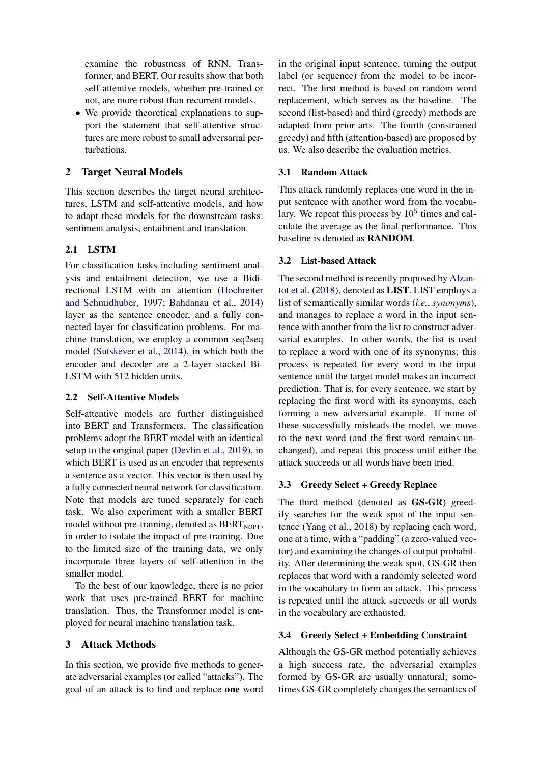examine the robustness of RNN, Transformer, and BERT. Our results show that both self-attentive models, whether pre-trained or not, are more robust than recurrent models.

- We provide theoretical explanations to support the statement that self-attentive structures are more robust to small adversarial perturbations.

## 2 Target Neural Models

This section describes the target neural architectures, LSTM and self-attentive models, and how to adapt these models for the downstream tasks: sentiment analysis, entailment and translation.

### 2.1 LSTM

For classification tasks including sentiment analysis and entailment detection, we use a Bidirectional LSTM with an attention (Hochreiter and Schmidhuber, 1997; Bahdanau et al., 2014) layer as the sentence encoder, and a fully connected layer for classification problems. For machine translation, we employ a common seq2seq model (Sutskever et al., 2014), in which both the encoder and decoder are a 2-layer stacked Bi-LSTM with 512 hidden units.

### 2.2 Self-Attentive Models

Self-attentive models are further distinguished into BERT and Transformers. The classification problems adopt the BERT model with an identical setup to the original paper (Devlin et al., 2019), in which BERT is used as an encoder that represents a sentence as a vector. This vector is then used by a fully connected neural network for classification. Note that models are tuned separately for each task. We also experiment with a smaller BERT model without pre-training, denoted as $\text{BERT}_{\text{NOPT}}$, in order to isolate the impact of pre-training. Due to the limited size of the training data, we only incorporate three layers of self-attention in the smaller model.

To the best of our knowledge, there is no prior work that uses pre-trained BERT for machine translation. Thus, the Transformer model is employed for neural machine translation task.

## 3 Attack Methods

In this section, we provide five methods to generate adversarial examples (or called "attacks"). The goal of an attack is to find and replace **one** word in the original input sentence, turning the output label (or sequence) from the model to be incorrect. The first method is based on random word replacement, which serves as the baseline. The second (list-based) and third (greedy) methods are adapted from prior arts. The fourth (constrained greedy) and fifth (attention-based) are proposed by us. We also describe the evaluation metrics.

### 3.1 Random Attack

This attack randomly replaces one word in the input sentence with another word from the vocabulary. We repeat this process by $10^5$ times and calculate the average as the final performance. This baseline is denoted as **RANDOM**.

### 3.2 List-based Attack

The second method is recently proposed by Alzantot et al. (2018), denoted as **LIST**. LIST employs a list of semantically similar words (*i.e.*, *synonyms*), and manages to replace a word in the input sentence with another from the list to construct adversarial examples. In other words, the list is used to replace a word with one of its synonyms; this process is repeated for every word in the input sentence until the target model makes an incorrect prediction. That is, for every sentence, we start by replacing the first word with its synonyms, each forming a new adversarial example. If none of these successfully misleads the model, we move to the next word (and the first word remains unchanged), and repeat this process until either the attack succeeds or all words have been tried.

### 3.3 Greedy Select + Greedy Replace

The third method (denoted as **GS-GR**) greedily searches for the weak spot of the input sentence (Yang et al., 2018) by replacing each word, one at a time, with a "padding" (a zero-valued vector) and examining the changes of output probability. After determining the weak spot, GS-GR then replaces that word with a randomly selected word in the vocabulary to form an attack. This process is repeated until the attack succeeds or all words in the vocabulary are exhausted.

### 3.4 Greedy Select + Embedding Constraint

Although the GS-GR method potentially achieves a high success rate, the adversarial examples formed by GS-GR are usually unnatural; sometimes GS-GR completely changes the semantics of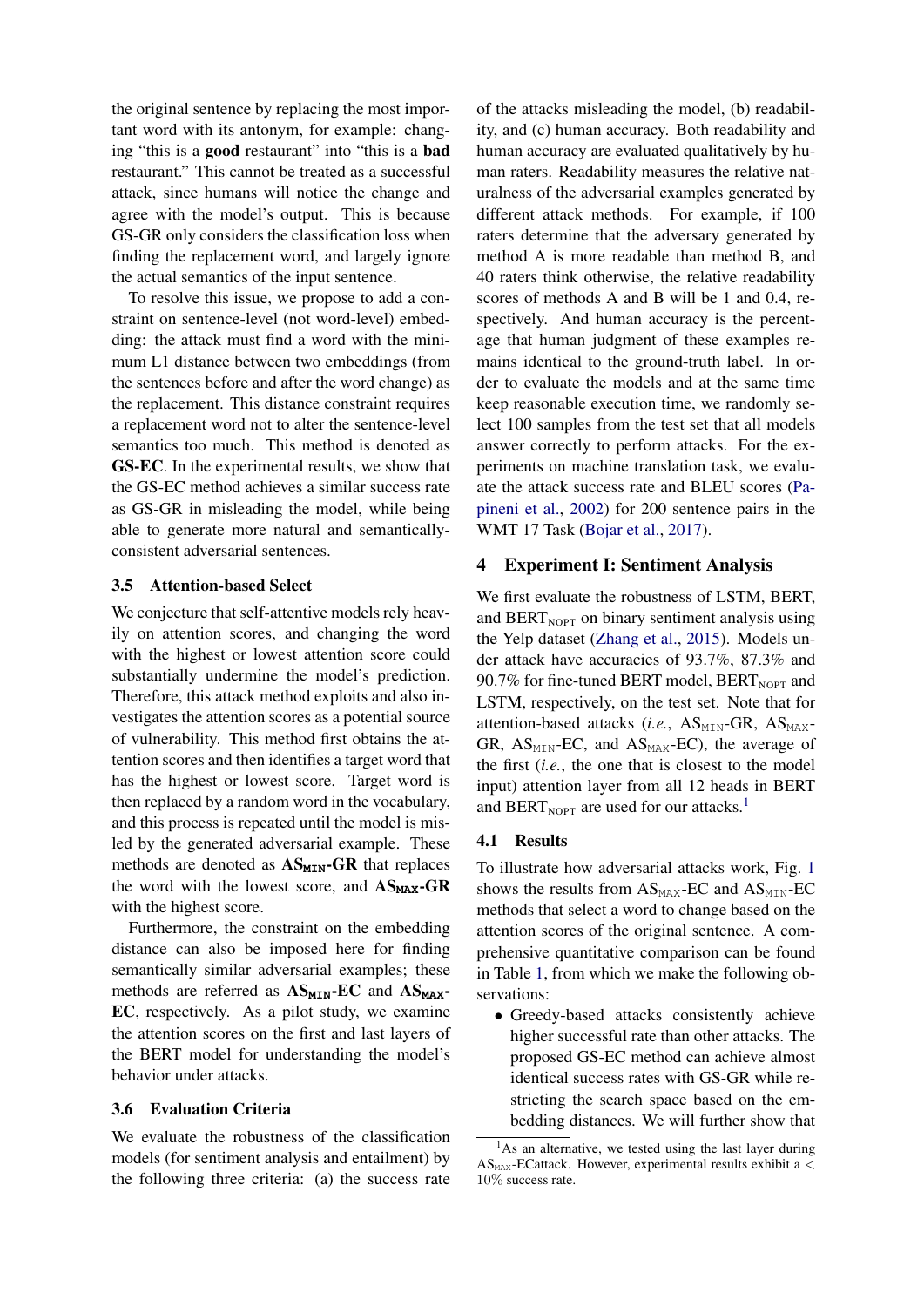the original sentence by replacing the most important word with its antonym, for example: changing "this is a **good** restaurant" into "this is a **bad** restaurant." This cannot be treated as a successful attack, since humans will notice the change and agree with the model's output. This is because GS-GR only considers the classification loss when finding the replacement word, and largely ignore the actual semantics of the input sentence.

To resolve this issue, we propose to add a constraint on sentence-level (not word-level) embedding: the attack must find a word with the minimum L1 distance between two embeddings (from the sentences before and after the word change) as the replacement. This distance constraint requires a replacement word not to alter the sentence-level semantics too much. This method is denoted as **GS-EC**. In the experimental results, we show that the GS-EC method achieves a similar success rate as GS-GR in misleading the model, while being able to generate more natural and semantically-consistent adversarial sentences.

### 3.5 Attention-based Select

We conjecture that self-attentive models rely heavily on attention scores, and changing the word with the highest or lowest attention score could substantially undermine the model's prediction. Therefore, this attack method exploits and also investigates the attention scores as a potential source of vulnerability. This method first obtains the attention scores and then identifies a target word that has the highest or lowest score. Target word is then replaced by a random word in the vocabulary, and this process is repeated until the model is misled by the generated adversarial example. These methods are denoted as **AS$_{\texttt{MIN}}$-GR** that replaces the word with the lowest score, and **AS$_{\texttt{MAX}}$-GR** with the highest score.

Furthermore, the constraint on the embedding distance can also be imposed here for finding semantically similar adversarial examples; these methods are referred as **AS$_{\texttt{MIN}}$-EC** and **AS$_{\texttt{MAX}}$-EC**, respectively. As a pilot study, we examine the attention scores on the first and last layers of the BERT model for understanding the model's behavior under attacks.

### 3.6 Evaluation Criteria

We evaluate the robustness of the classification models (for sentiment analysis and entailment) by the following three criteria: (a) the success rate of the attacks misleading the model, (b) readability, and (c) human accuracy. Both readability and human accuracy are evaluated qualitatively by human raters. Readability measures the relative naturalness of the adversarial examples generated by different attack methods. For example, if 100 raters determine that the adversary generated by method A is more readable than method B, and 40 raters think otherwise, the relative readability scores of methods A and B will be 1 and 0.4, respectively. And human accuracy is the percentage that human judgment of these examples remains identical to the ground-truth label. In order to evaluate the models and at the same time keep reasonable execution time, we randomly select 100 samples from the test set that all models answer correctly to perform attacks. For the experiments on machine translation task, we evaluate the attack success rate and BLEU scores (Papineni et al., 2002) for 200 sentence pairs in the WMT 17 Task (Bojar et al., 2017).

## 4 Experiment I: Sentiment Analysis

We first evaluate the robustness of LSTM, BERT, and BERT$_{\text{NOPT}}$ on binary sentiment analysis using the Yelp dataset (Zhang et al., 2015). Models under attack have accuracies of 93.7%, 87.3% and 90.7% for fine-tuned BERT model, BERT$_{\text{NOPT}}$ and LSTM, respectively, on the test set. Note that for attention-based attacks (*i.e.*, AS$_{\texttt{MIN}}$-GR, AS$_{\texttt{MAX}}$-GR, AS$_{\texttt{MIN}}$-EC, and AS$_{\texttt{MAX}}$-EC), the average of the first (*i.e.*, the one that is closest to the model input) attention layer from all 12 heads in BERT and BERT$_{\text{NOPT}}$ are used for our attacks.[1]

### 4.1 Results

To illustrate how adversarial attacks work, Fig. 1 shows the results from AS$_{\texttt{MAX}}$-EC and AS$_{\texttt{MIN}}$-EC methods that select a word to change based on the attention scores of the original sentence. A comprehensive quantitative comparison can be found in Table 1, from which we make the following observations:

- Greedy-based attacks consistently achieve higher successful rate than other attacks. The proposed GS-EC method can achieve almost identical success rates with GS-GR while restricting the search space based on the embedding distances. We will further show that

[1] As an alternative, we tested using the last layer during AS$_{\texttt{MAX}}$-ECattack. However, experimental results exhibit a $< 10\%$ success rate.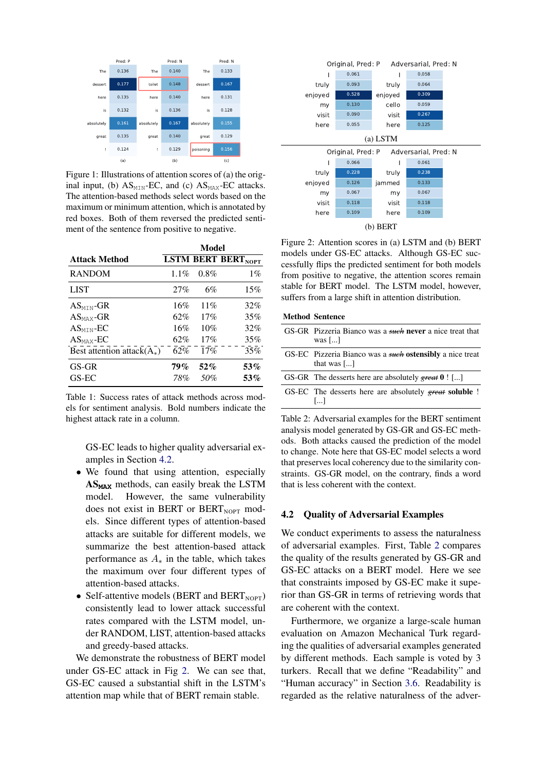Figure 1: Illustrations of attention scores of (a) the original input, (b) $AS_{MIN}$-EC, and (c) $AS_{MAX}$-EC attacks. The attention-based methods select words based on the maximum or minimum attention, which is annotated by red boxes. Both of them reversed the predicted sentiment of the sentence from positive to negative.

| Attack Method | Model LSTM | BERT | $BERT_{NOPT}$ |
|---|---|---|---|
| RANDOM | 1.1% | 0.8% | 1% |
| LIST | 27% | 6% | 15% |
| $AS_{MIN}$-GR | 16% | 11% | 32% |
| $AS_{MAX}$-GR | 62% | 17% | 35% |
| $AS_{MIN}$-EC | 16% | 10% | 32% |
| $AS_{MAX}$-EC | 62% | 17% | 35% |
| Best attention attack($A_*$) | 62% | 17% | 35% |
| GS-GR | **79%** | **52%** | **53%** |
| GS-EC | *78%* | *50%* | **53%** |

Table 1: Success rates of attack methods across models for sentiment analysis. Bold numbers indicate the highest attack rate in a column.

GS-EC leads to higher quality adversarial examples in Section 4.2.

- We found that using attention, especially $\mathbf{AS_{MAX}}$ methods, can easily break the LSTM model. However, the same vulnerability does not exist in BERT or $BERT_{NOPT}$ models. Since different types of attention-based attacks are suitable for different models, we summarize the best attention-based attack performance as $A_*$ in the table, which takes the maximum over four different types of attention-based attacks.
- Self-attentive models (BERT and $BERT_{NOPT}$) consistently lead to lower attack successful rates compared with the LSTM model, under RANDOM, LIST, attention-based attacks and greedy-based attacks.

We demonstrate the robustness of BERT model under GS-EC attack in Fig 2. We can see that, GS-EC caused a substantial shift in the LSTM's attention map while that of BERT remain stable.

Figure 2: Attention scores in (a) LSTM and (b) BERT models under GS-EC attacks. Although GS-EC successfully flips the predicted sentiment for both models from positive to negative, the attention scores remain stable for BERT model. The LSTM model, however, suffers from a large shift in attention distribution.

| Method | Sentence |
|---|---|
| GS-GR | Pizzeria Bianco was a ~~*such*~~ **never** a nice treat that was [...] |
| GS-EC | Pizzeria Bianco was a ~~*such*~~ **ostensibly** a nice treat that was [...] |
| GS-GR | The desserts here are absolutely ~~*great*~~ **0** ! [...] |
| GS-EC | The desserts here are absolutely ~~*great*~~ **soluble** ! [...] |

Table 2: Adversarial examples for the BERT sentiment analysis model generated by GS-GR and GS-EC methods. Both attacks caused the prediction of the model to change. Note here that GS-EC model selects a word that preserves local coherency due to the similarity constraints. GS-GR model, on the contrary, finds a word that is less coherent with the context.

## 4.2 Quality of Adversarial Examples

We conduct experiments to assess the naturalness of adversarial examples. First, Table 2 compares the quality of the results generated by GS-GR and GS-EC attacks on a BERT model. Here we see that constraints imposed by GS-EC make it superior than GS-GR in terms of retrieving words that are coherent with the context.

Furthermore, we organize a large-scale human evaluation on Amazon Mechanical Turk regarding the qualities of adversarial examples generated by different methods. Each sample is voted by 3 turkers. Recall that we define "Readability" and "Human accuracy" in Section 3.6. Readability is regarded as the relative naturalness of the adver-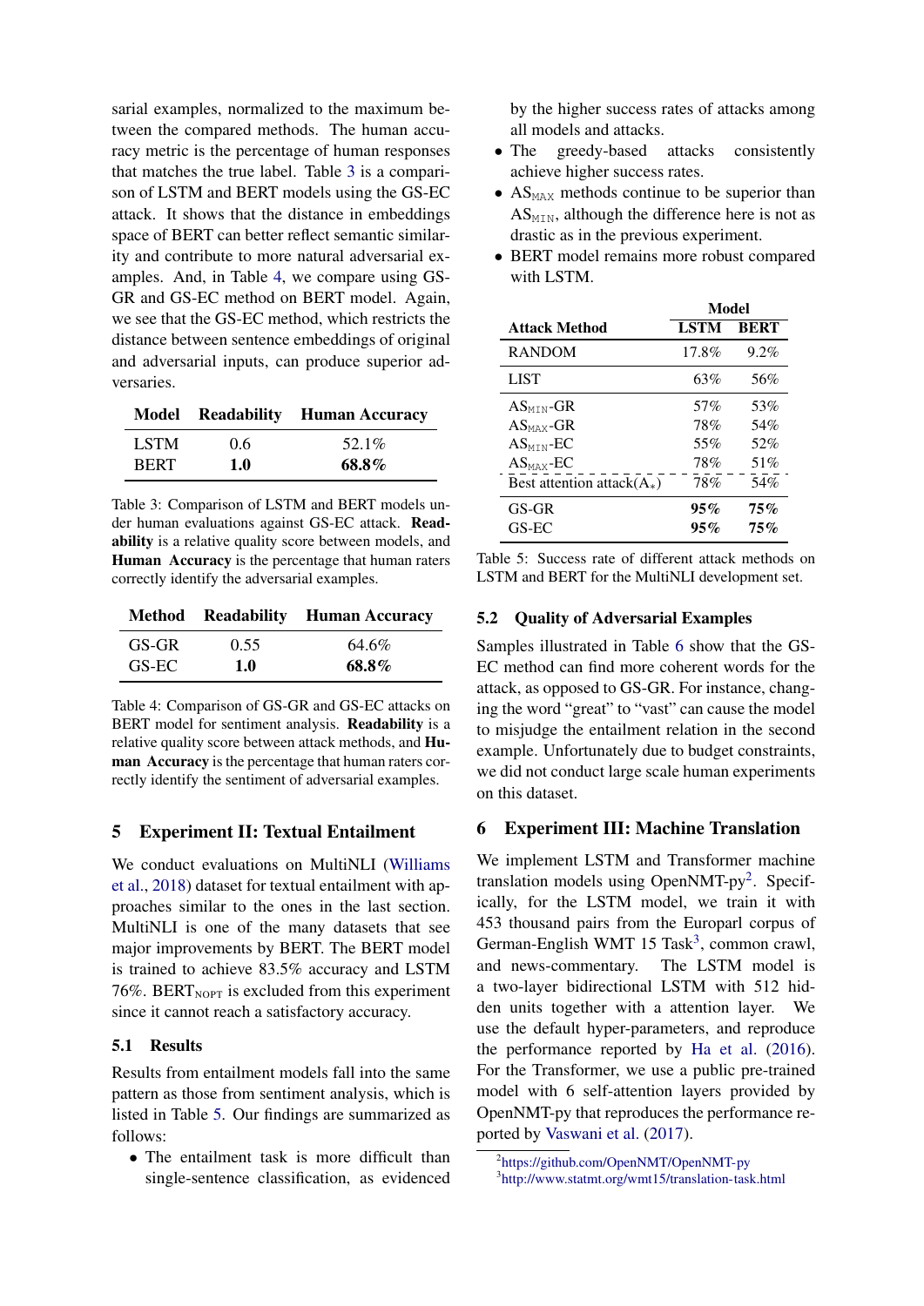sarial examples, normalized to the maximum between the compared methods. The human accuracy metric is the percentage of human responses that matches the true label. Table 3 is a comparison of LSTM and BERT models using the GS-EC attack. It shows that the distance in embeddings space of BERT can better reflect semantic similarity and contribute to more natural adversarial examples. And, in Table 4, we compare using GS-GR and GS-EC method on BERT model. Again, we see that the GS-EC method, which restricts the distance between sentence embeddings of original and adversarial inputs, can produce superior adversaries.

| Model | Readability | Human Accuracy |
|---|---|---|
| LSTM | 0.6 | 52.1% |
| BERT | **1.0** | **68.8%** |

Table 3: Comparison of LSTM and BERT models under human evaluations against GS-EC attack. **Readability** is a relative quality score between models, and **Human Accuracy** is the percentage that human raters correctly identify the adversarial examples.

| Method | Readability | Human Accuracy |
|---|---|---|
| GS-GR | 0.55 | 64.6% |
| GS-EC | **1.0** | **68.8%** |

Table 4: Comparison of GS-GR and GS-EC attacks on BERT model for sentiment analysis. **Readability** is a relative quality score between attack methods, and **Human Accuracy** is the percentage that human raters correctly identify the sentiment of adversarial examples.

## 5 Experiment II: Textual Entailment

We conduct evaluations on MultiNLI (Williams et al., 2018) dataset for textual entailment with approaches similar to the ones in the last section. MultiNLI is one of the many datasets that see major improvements by BERT. The BERT model is trained to achieve 83.5% accuracy and LSTM 76%. $\text{BERT}_{\text{NOPT}}$ is excluded from this experiment since it cannot reach a satisfactory accuracy.

### 5.1 Results

Results from entailment models fall into the same pattern as those from sentiment analysis, which is listed in Table 5. Our findings are summarized as follows:

- The entailment task is more difficult than single-sentence classification, as evidenced by the higher success rates of attacks among all models and attacks.
- The greedy-based attacks consistently achieve higher success rates.
- $\text{AS}_{\texttt{MAX}}$ methods continue to be superior than $\text{AS}_{\texttt{MIN}}$, although the difference here is not as drastic as in the previous experiment.
- BERT model remains more robust compared with LSTM.

| Attack Method | Model LSTM | Model BERT |
|---|---|---|
| RANDOM | 17.8% | 9.2% |
| LIST | 63% | 56% |
| $\text{AS}_{\texttt{MIN}}$-GR | 57% | 53% |
| $\text{AS}_{\texttt{MAX}}$-GR | 78% | 54% |
| $\text{AS}_{\texttt{MIN}}$-EC | 55% | 52% |
| $\text{AS}_{\texttt{MAX}}$-EC | 78% | 51% |
| Best attention attack($\text{A}_*$) | 78% | 54% |
| GS-GR | **95%** | **75%** |
| GS-EC | **95%** | **75%** |

Table 5: Success rate of different attack methods on LSTM and BERT for the MultiNLI development set.

### 5.2 Quality of Adversarial Examples

Samples illustrated in Table 6 show that the GS-EC method can find more coherent words for the attack, as opposed to GS-GR. For instance, changing the word "great" to "vast" can cause the model to misjudge the entailment relation in the second example. Unfortunately due to budget constraints, we did not conduct large scale human experiments on this dataset.

## 6 Experiment III: Machine Translation

We implement LSTM and Transformer machine translation models using OpenNMT-py[2]. Specifically, for the LSTM model, we train it with 453 thousand pairs from the Europarl corpus of German-English WMT 15 Task[3], common crawl, and news-commentary. The LSTM model is a two-layer bidirectional LSTM with 512 hidden units together with a attention layer. We use the default hyper-parameters, and reproduce the performance reported by Ha et al. (2016). For the Transformer, we use a public pre-trained model with 6 self-attention layers provided by OpenNMT-py that reproduces the performance reported by Vaswani et al. (2017).

[2] https://github.com/OpenNMT/OpenNMT-py
[3] http://www.statmt.org/wmt15/translation-task.html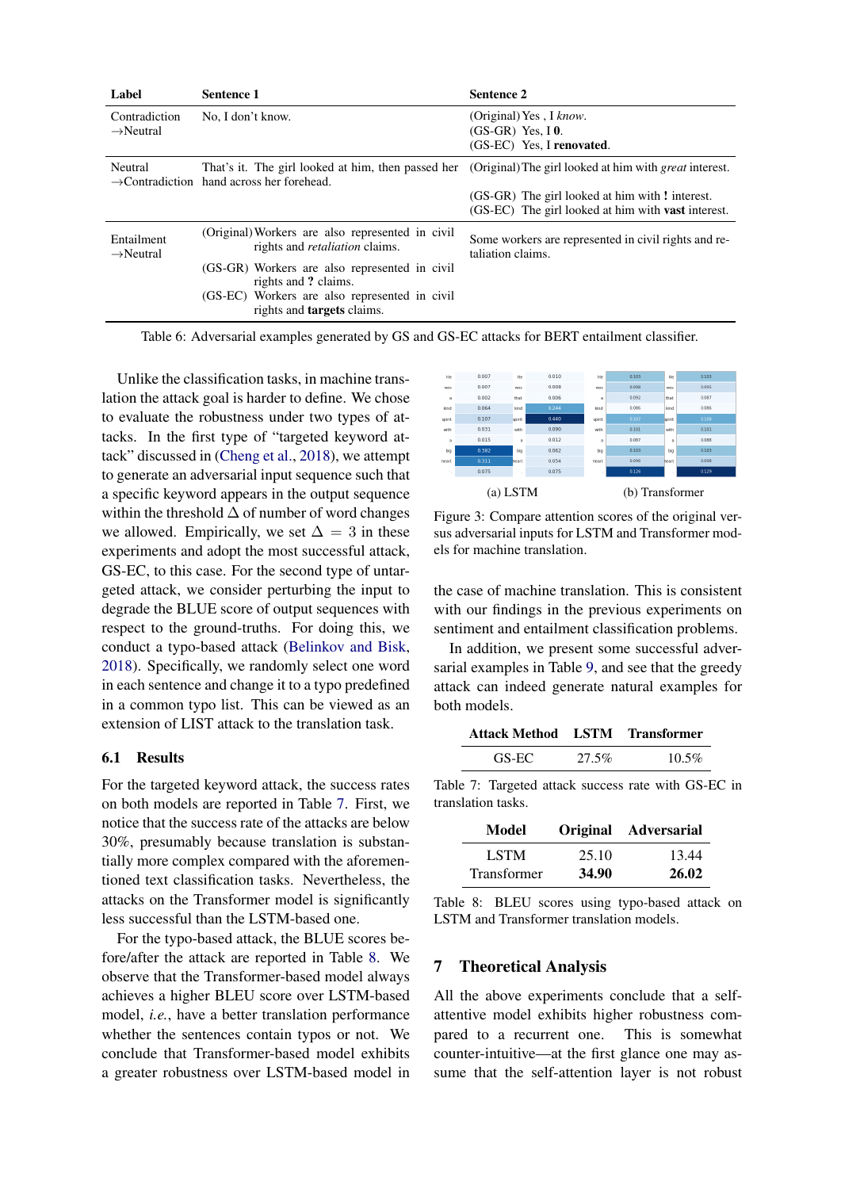| Label | Sentence 1 | Sentence 2 |
|---|---|---|
| Contradiction →Neutral | No, I don't know. | (Original) Yes , I *know*.<br>(GS-GR) Yes, I **0**.<br>(GS-EC) Yes, I **renovated**. |
| Neutral →Contradiction | That's it. The girl looked at him, then passed her hand across her forehead. | (Original) The girl looked at him with *great* interest.<br>(GS-GR) The girl looked at him with **!** interest.<br>(GS-EC) The girl looked at him with **vast** interest. |
| Entailment →Neutral | (Original) Workers are also represented in civil rights and *retaliation* claims.<br>(GS-GR) Workers are also represented in civil rights and **?** claims.<br>(GS-EC) Workers are also represented in civil rights and **targets** claims. | Some workers are represented in civil rights and retaliation claims. |

Table 6: Adversarial examples generated by GS and GS-EC attacks for BERT entailment classifier.

Unlike the classification tasks, in machine translation the attack goal is harder to define. We chose to evaluate the robustness under two types of attacks. In the first type of "targeted keyword attack" discussed in (Cheng et al., 2018), we attempt to generate an adversarial input sequence such that a specific keyword appears in the output sequence within the threshold $\Delta$ of number of word changes we allowed. Empirically, we set $\Delta = 3$ in these experiments and adopt the most successful attack, GS-EC, to this case. For the second type of untargeted attack, we consider perturbing the input to degrade the BLUE score of output sequences with respect to the ground-truths. For doing this, we conduct a typo-based attack (Belinkov and Bisk, 2018). Specifically, we randomly select one word in each sentence and change it to a typo predefined in a common typo list. This can be viewed as an extension of LIST attack to the translation task.

## 6.1 Results

For the targeted keyword attack, the success rates on both models are reported in Table 7. First, we notice that the success rate of the attacks are below 30%, presumably because translation is substantially more complex compared with the aforementioned text classification tasks. Nevertheless, the attacks on the Transformer model is significantly less successful than the LSTM-based one.

For the typo-based attack, the BLUE scores before/after the attack are reported in Table 8. We observe that the Transformer-based model always achieves a higher BLEU score over LSTM-based model, *i.e.*, have a better translation performance whether the sentences contain typos or not. We conclude that Transformer-based model exhibits a greater robustness over LSTM-based model in the case of machine translation. This is consistent with our findings in the previous experiments on sentiment and entailment classification problems.

(a) LSTM (b) Transformer

Figure 3: Compare attention scores of the original versus adversarial inputs for LSTM and Transformer models for machine translation.

In addition, we present some successful adversarial examples in Table 9, and see that the greedy attack can indeed generate natural examples for both models.

| Attack Method | LSTM | Transformer |
|---|---|---|
| GS-EC | 27.5% | 10.5% |

Table 7: Targeted attack success rate with GS-EC in translation tasks.

| Model | Original | Adversarial |
|---|---|---|
| LSTM | 25.10 | 13.44 |
| Transformer | **34.90** | **26.02** |

Table 8: BLEU scores using typo-based attack on LSTM and Transformer translation models.

# 7 Theoretical Analysis

All the above experiments conclude that a self-attentive model exhibits higher robustness compared to a recurrent one. This is somewhat counter-intuitive—at the first glance one may assume that the self-attention layer is not robust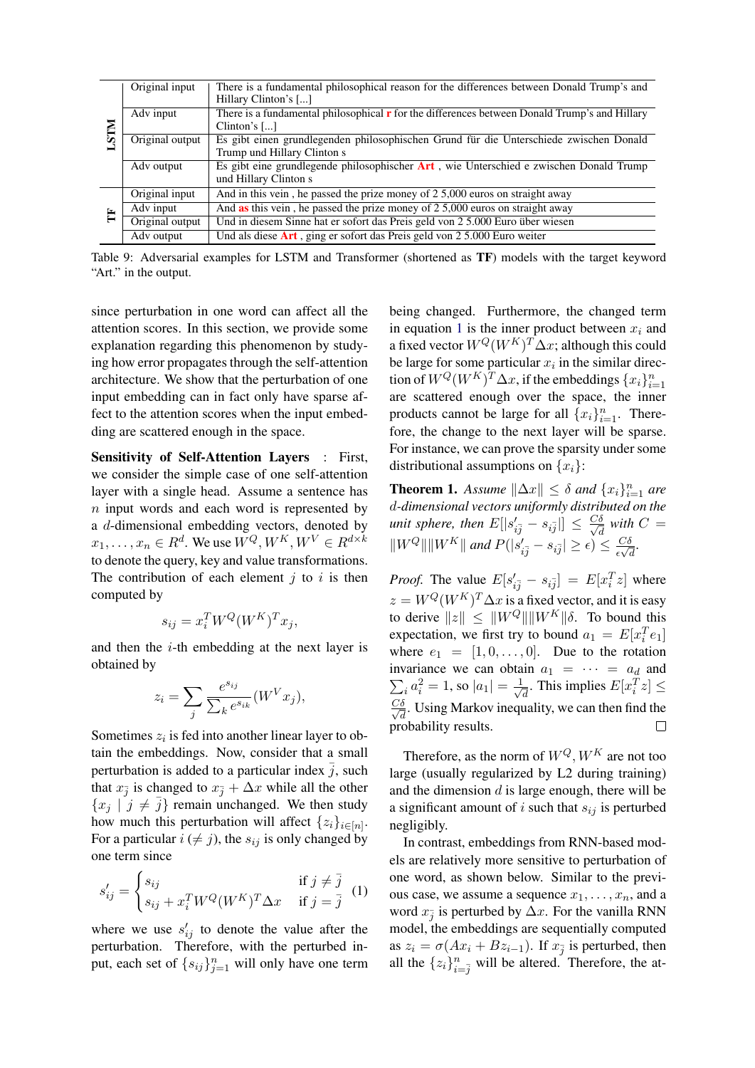| | | |
|---|---|---|
| **LSTM** | Original input | There is a fundamental philosophical reason for the differences between Donald Trump's and Hillary Clinton's [...] |
| | Adv input | There is a fundamental philosophical **r** for the differences between Donald Trump's and Hillary Clinton's [...] |
| | Original output | Es gibt einen grundlegenden philosophischen Grund für die Unterschiede zwischen Donald Trump und Hillary Clinton s |
| | Adv output | Es gibt eine grundlegende philosophischer **Art** , wie Unterschied e zwischen Donald Trump und Hillary Clinton s |
| **TF** | Original input | And in this vein , he passed the prize money of 2 5,000 euros on straight away |
| | Adv input | And **as** this vein , he passed the prize money of 2 5,000 euros on straight away |
| | Original output | Und in diesem Sinne hat er sofort das Preis geld von 2 5.000 Euro über wiesen |
| | Adv output | Und als diese **Art** , ging er sofort das Preis geld von 2 5.000 Euro weiter |

Table 9: Adversarial examples for LSTM and Transformer (shortened as **TF**) models with the target keyword "Art." in the output.

since perturbation in one word can affect all the attention scores. In this section, we provide some explanation regarding this phenomenon by studying how error propagates through the self-attention architecture. We show that the perturbation of one input embedding can in fact only have sparse affect to the attention scores when the input embedding are scattered enough in the space.

**Sensitivity of Self-Attention Layers** : First, we consider the simple case of one self-attention layer with a single head. Assume a sentence has $n$ input words and each word is represented by a $d$-dimensional embedding vectors, denoted by $x_1, \ldots, x_n \in R^d$. We use $W^Q, W^K, W^V \in R^{d\times k}$ to denote the query, key and value transformations. The contribution of each element $j$ to $i$ is then computed by

$$s_{ij} = x_i^T W^Q (W^K)^T x_j,$$

and then the $i$-th embedding at the next layer is obtained by

$$z_i = \sum_j \frac{e^{s_{ij}}}{\sum_k e^{s_{ik}}} (W^V x_j),$$

Sometimes $z_i$ is fed into another linear layer to obtain the embeddings. Now, consider that a small perturbation is added to a particular index $\bar{j}$, such that $x_{\bar{j}}$ is changed to $x_{\bar{j}} + \Delta x$ while all the other $\{x_j \mid j \neq \bar{j}\}$ remain unchanged. We then study how much this perturbation will affect $\{z_i\}_{i\in[n]}$. For a particular $i$ ($\neq j$), the $s_{ij}$ is only changed by one term since

$$s'_{ij} = \begin{cases} s_{ij} & \text{if } j \neq \bar{j} \\ s_{ij} + x_i^T W^Q (W^K)^T \Delta x & \text{if } j = \bar{j} \end{cases} \quad (1)$$

where we use $s'_{ij}$ to denote the value after the perturbation. Therefore, with the perturbed input, each set of $\{s_{ij}\}_{j=1}^n$ will only have one term being changed. Furthermore, the changed term in equation 1 is the inner product between $x_i$ and a fixed vector $W^Q (W^K)^T \Delta x$; although this could be large for some particular $x_i$ in the similar direction of $W^Q (W^K)^T \Delta x$, if the embeddings $\{x_i\}_{i=1}^n$ are scattered enough over the space, the inner products cannot be large for all $\{x_i\}_{i=1}^n$. Therefore, the change to the next layer will be sparse. For instance, we can prove the sparsity under some distributional assumptions on $\{x_i\}$:

**Theorem 1.** *Assume $\|\Delta x\| \leq \delta$ and $\{x_i\}_{i=1}^n$ are $d$-dimensional vectors uniformly distributed on the unit sphere, then $E[|s'_{i\bar{j}} - s_{i\bar{j}}|] \leq \frac{C\delta}{\sqrt{d}}$ with $C = \|W^Q\|\|W^K\|$ and $P(|s'_{i\bar{j}} - s_{i\bar{j}}| \geq \epsilon) \leq \frac{C\delta}{\epsilon\sqrt{d}}$.*

*Proof.* The value $E[s'_{i\bar{j}} - s_{i\bar{j}}] = E[x_i^T z]$ where $z = W^Q (W^K)^T \Delta x$ is a fixed vector, and it is easy to derive $\|z\| \leq \|W^Q\|\|W^K\|\delta$. To bound this expectation, we first try to bound $a_1 = E[x_i^T e_1]$ where $e_1 = [1, 0, \ldots, 0]$. Due to the rotation invariance we can obtain $a_1 = \cdots = a_d$ and $\sum_i a_i^2 = 1$, so $|a_1| = \frac{1}{\sqrt{d}}$. This implies $E[x_i^T z] \leq \frac{C\delta}{\sqrt{d}}$. Using Markov inequality, we can then find the probability results. □

Therefore, as the norm of $W^Q, W^K$ are not too large (usually regularized by L2 during training) and the dimension $d$ is large enough, there will be a significant amount of $i$ such that $s_{ij}$ is perturbed negligibly.

In contrast, embeddings from RNN-based models are relatively more sensitive to perturbation of one word, as shown below. Similar to the previous case, we assume a sequence $x_1, \ldots, x_n$, and a word $x_{\bar{j}}$ is perturbed by $\Delta x$. For the vanilla RNN model, the embeddings are sequentially computed as $z_i = \sigma(A x_i + B z_{i-1})$. If $x_{\bar{j}}$ is perturbed, then all the $\{z_i\}_{i=\bar{j}}^n$ will be altered. Therefore, the at-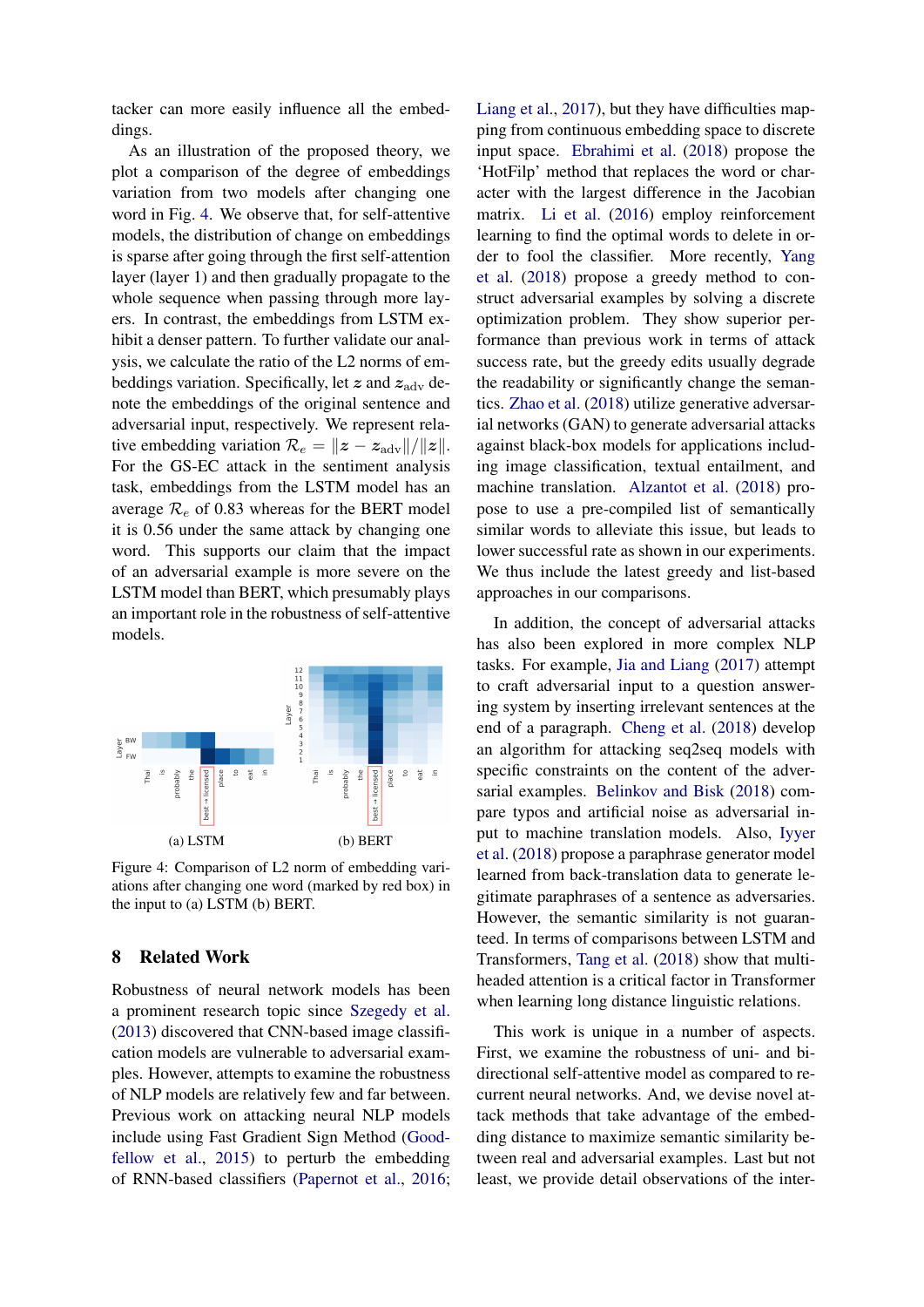tacker can more easily influence all the embeddings.

As an illustration of the proposed theory, we plot a comparison of the degree of embeddings variation from two models after changing one word in Fig. 4. We observe that, for self-attentive models, the distribution of change on embeddings is sparse after going through the first self-attention layer (layer 1) and then gradually propagate to the whole sequence when passing through more layers. In contrast, the embeddings from LSTM exhibit a denser pattern. To further validate our analysis, we calculate the ratio of the L2 norms of embeddings variation. Specifically, let $z$ and $z_{\text{adv}}$ denote the embeddings of the original sentence and adversarial input, respectively. We represent relative embedding variation $\mathcal{R}_e = \|z - z_{\text{adv}}\| / \|z\|$. For the GS-EC attack in the sentiment analysis task, embeddings from the LSTM model has an average $\mathcal{R}_e$ of 0.83 whereas for the BERT model it is 0.56 under the same attack by changing one word. This supports our claim that the impact of an adversarial example is more severe on the LSTM model than BERT, which presumably plays an important role in the robustness of self-attentive models.

(a) LSTM (b) BERT

Figure 4: Comparison of L2 norm of embedding variations after changing one word (marked by red box) in the input to (a) LSTM (b) BERT.

## 8 Related Work

Robustness of neural network models has been a prominent research topic since Szegedy et al. (2013) discovered that CNN-based image classification models are vulnerable to adversarial examples. However, attempts to examine the robustness of NLP models are relatively few and far between. Previous work on attacking neural NLP models include using Fast Gradient Sign Method (Goodfellow et al., 2015) to perturb the embedding of RNN-based classifiers (Papernot et al., 2016; Liang et al., 2017), but they have difficulties mapping from continuous embedding space to discrete input space. Ebrahimi et al. (2018) propose the 'HotFilp' method that replaces the word or character with the largest difference in the Jacobian matrix. Li et al. (2016) employ reinforcement learning to find the optimal words to delete in order to fool the classifier. More recently, Yang et al. (2018) propose a greedy method to construct adversarial examples by solving a discrete optimization problem. They show superior performance than previous work in terms of attack success rate, but the greedy edits usually degrade the readability or significantly change the semantics. Zhao et al. (2018) utilize generative adversarial networks (GAN) to generate adversarial attacks against black-box models for applications including image classification, textual entailment, and machine translation. Alzantot et al. (2018) propose to use a pre-compiled list of semantically similar words to alleviate this issue, but leads to lower successful rate as shown in our experiments. We thus include the latest greedy and list-based approaches in our comparisons.

In addition, the concept of adversarial attacks has also been explored in more complex NLP tasks. For example, Jia and Liang (2017) attempt to craft adversarial input to a question answering system by inserting irrelevant sentences at the end of a paragraph. Cheng et al. (2018) develop an algorithm for attacking seq2seq models with specific constraints on the content of the adversarial examples. Belinkov and Bisk (2018) compare typos and artificial noise as adversarial input to machine translation models. Also, Iyyer et al. (2018) propose a paraphrase generator model learned from back-translation data to generate legitimate paraphrases of a sentence as adversaries. However, the semantic similarity is not guaranteed. In terms of comparisons between LSTM and Transformers, Tang et al. (2018) show that multiheaded attention is a critical factor in Transformer when learning long distance linguistic relations.

This work is unique in a number of aspects. First, we examine the robustness of uni- and bidirectional self-attentive model as compared to recurrent neural networks. And, we devise novel attack methods that take advantage of the embedding distance to maximize semantic similarity between real and adversarial examples. Last but not least, we provide detail observations of the inter-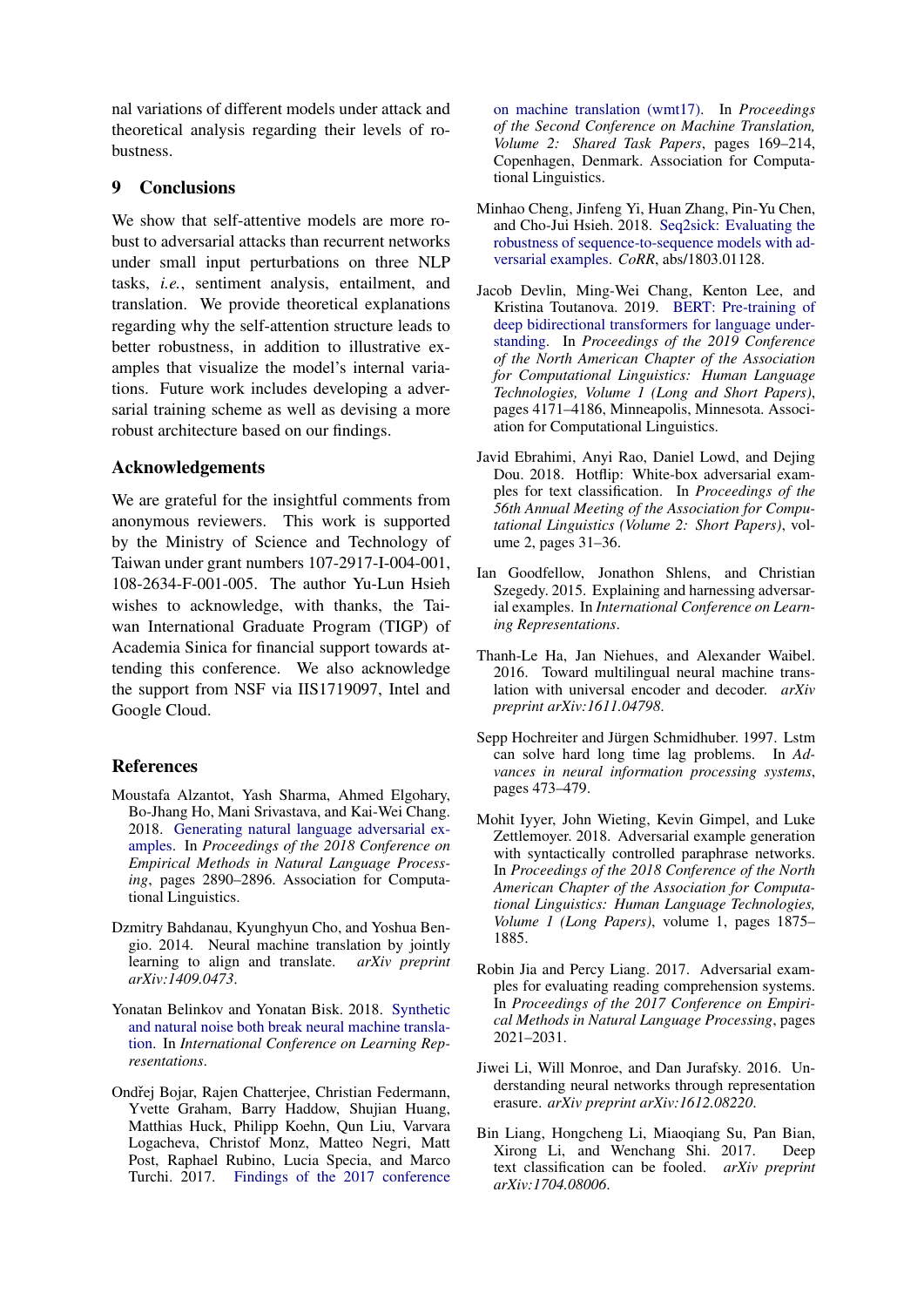nal variations of different models under attack and theoretical analysis regarding their levels of robustness.

## 9 Conclusions

We show that self-attentive models are more robust to adversarial attacks than recurrent networks under small input perturbations on three NLP tasks, *i.e.*, sentiment analysis, entailment, and translation. We provide theoretical explanations regarding why the self-attention structure leads to better robustness, in addition to illustrative examples that visualize the model's internal variations. Future work includes developing a adversarial training scheme as well as devising a more robust architecture based on our findings.

## Acknowledgements

We are grateful for the insightful comments from anonymous reviewers. This work is supported by the Ministry of Science and Technology of Taiwan under grant numbers 107-2917-I-004-001, 108-2634-F-001-005. The author Yu-Lun Hsieh wishes to acknowledge, with thanks, the Taiwan International Graduate Program (TIGP) of Academia Sinica for financial support towards attending this conference. We also acknowledge the support from NSF via IIS1719097, Intel and Google Cloud.

## References

Moustafa Alzantot, Yash Sharma, Ahmed Elgohary, Bo-Jhang Ho, Mani Srivastava, and Kai-Wei Chang. 2018. Generating natural language adversarial examples. In *Proceedings of the 2018 Conference on Empirical Methods in Natural Language Processing*, pages 2890–2896. Association for Computational Linguistics.

Dzmitry Bahdanau, Kyunghyun Cho, and Yoshua Bengio. 2014. Neural machine translation by jointly learning to align and translate. *arXiv preprint arXiv:1409.0473*.

Yonatan Belinkov and Yonatan Bisk. 2018. Synthetic and natural noise both break neural machine translation. In *International Conference on Learning Representations*.

Ondřej Bojar, Rajen Chatterjee, Christian Federmann, Yvette Graham, Barry Haddow, Shujian Huang, Matthias Huck, Philipp Koehn, Qun Liu, Varvara Logacheva, Christof Monz, Matteo Negri, Matt Post, Raphael Rubino, Lucia Specia, and Marco Turchi. 2017. Findings of the 2017 conference on machine translation (wmt17). In *Proceedings of the Second Conference on Machine Translation, Volume 2: Shared Task Papers*, pages 169–214, Copenhagen, Denmark. Association for Computational Linguistics.

Minhao Cheng, Jinfeng Yi, Huan Zhang, Pin-Yu Chen, and Cho-Jui Hsieh. 2018. Seq2sick: Evaluating the robustness of sequence-to-sequence models with adversarial examples. *CoRR*, abs/1803.01128.

Jacob Devlin, Ming-Wei Chang, Kenton Lee, and Kristina Toutanova. 2019. BERT: Pre-training of deep bidirectional transformers for language understanding. In *Proceedings of the 2019 Conference of the North American Chapter of the Association for Computational Linguistics: Human Language Technologies, Volume 1 (Long and Short Papers)*, pages 4171–4186, Minneapolis, Minnesota. Association for Computational Linguistics.

Javid Ebrahimi, Anyi Rao, Daniel Lowd, and Dejing Dou. 2018. Hotflip: White-box adversarial examples for text classification. In *Proceedings of the 56th Annual Meeting of the Association for Computational Linguistics (Volume 2: Short Papers)*, volume 2, pages 31–36.

Ian Goodfellow, Jonathon Shlens, and Christian Szegedy. 2015. Explaining and harnessing adversarial examples. In *International Conference on Learning Representations*.

Thanh-Le Ha, Jan Niehues, and Alexander Waibel. 2016. Toward multilingual neural machine translation with universal encoder and decoder. *arXiv preprint arXiv:1611.04798*.

Sepp Hochreiter and Jürgen Schmidhuber. 1997. Lstm can solve hard long time lag problems. In *Advances in neural information processing systems*, pages 473–479.

Mohit Iyyer, John Wieting, Kevin Gimpel, and Luke Zettlemoyer. 2018. Adversarial example generation with syntactically controlled paraphrase networks. In *Proceedings of the 2018 Conference of the North American Chapter of the Association for Computational Linguistics: Human Language Technologies, Volume 1 (Long Papers)*, volume 1, pages 1875–1885.

Robin Jia and Percy Liang. 2017. Adversarial examples for evaluating reading comprehension systems. In *Proceedings of the 2017 Conference on Empirical Methods in Natural Language Processing*, pages 2021–2031.

Jiwei Li, Will Monroe, and Dan Jurafsky. 2016. Understanding neural networks through representation erasure. *arXiv preprint arXiv:1612.08220*.

Bin Liang, Hongcheng Li, Miaoqiang Su, Pan Bian, Xirong Li, and Wenchang Shi. 2017. Deep text classification can be fooled. *arXiv preprint arXiv:1704.08006*.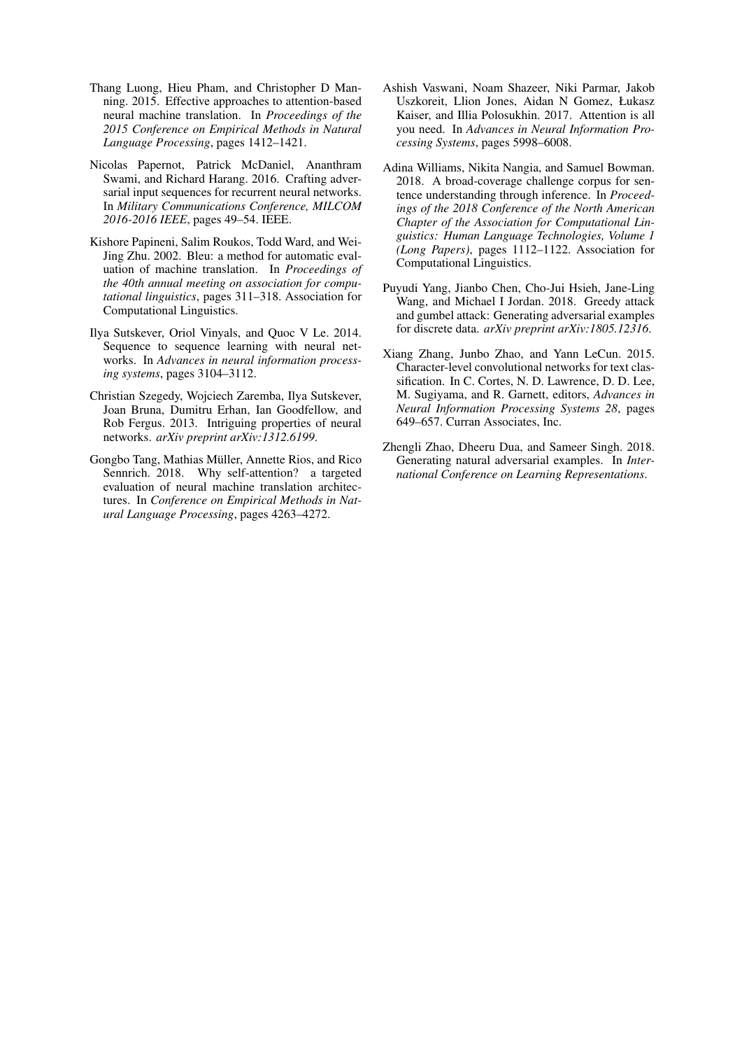Thang Luong, Hieu Pham, and Christopher D Manning. 2015. Effective approaches to attention-based neural machine translation. In *Proceedings of the 2015 Conference on Empirical Methods in Natural Language Processing*, pages 1412–1421.

Nicolas Papernot, Patrick McDaniel, Ananthram Swami, and Richard Harang. 2016. Crafting adversarial input sequences for recurrent neural networks. In *Military Communications Conference, MILCOM 2016-2016 IEEE*, pages 49–54. IEEE.

Kishore Papineni, Salim Roukos, Todd Ward, and Wei-Jing Zhu. 2002. Bleu: a method for automatic evaluation of machine translation. In *Proceedings of the 40th annual meeting on association for computational linguistics*, pages 311–318. Association for Computational Linguistics.

Ilya Sutskever, Oriol Vinyals, and Quoc V Le. 2014. Sequence to sequence learning with neural networks. In *Advances in neural information processing systems*, pages 3104–3112.

Christian Szegedy, Wojciech Zaremba, Ilya Sutskever, Joan Bruna, Dumitru Erhan, Ian Goodfellow, and Rob Fergus. 2013. Intriguing properties of neural networks. *arXiv preprint arXiv:1312.6199*.

Gongbo Tang, Mathias Müller, Annette Rios, and Rico Sennrich. 2018. Why self-attention? a targeted evaluation of neural machine translation architectures. In *Conference on Empirical Methods in Natural Language Processing*, pages 4263–4272.

Ashish Vaswani, Noam Shazeer, Niki Parmar, Jakob Uszkoreit, Llion Jones, Aidan N Gomez, Łukasz Kaiser, and Illia Polosukhin. 2017. Attention is all you need. In *Advances in Neural Information Processing Systems*, pages 5998–6008.

Adina Williams, Nikita Nangia, and Samuel Bowman. 2018. A broad-coverage challenge corpus for sentence understanding through inference. In *Proceedings of the 2018 Conference of the North American Chapter of the Association for Computational Linguistics: Human Language Technologies, Volume 1 (Long Papers)*, pages 1112–1122. Association for Computational Linguistics.

Puyudi Yang, Jianbo Chen, Cho-Jui Hsieh, Jane-Ling Wang, and Michael I Jordan. 2018. Greedy attack and gumbel attack: Generating adversarial examples for discrete data. *arXiv preprint arXiv:1805.12316*.

Xiang Zhang, Junbo Zhao, and Yann LeCun. 2015. Character-level convolutional networks for text classification. In C. Cortes, N. D. Lawrence, D. D. Lee, M. Sugiyama, and R. Garnett, editors, *Advances in Neural Information Processing Systems 28*, pages 649–657. Curran Associates, Inc.

Zhengli Zhao, Dheeru Dua, and Sameer Singh. 2018. Generating natural adversarial examples. In *International Conference on Learning Representations*.